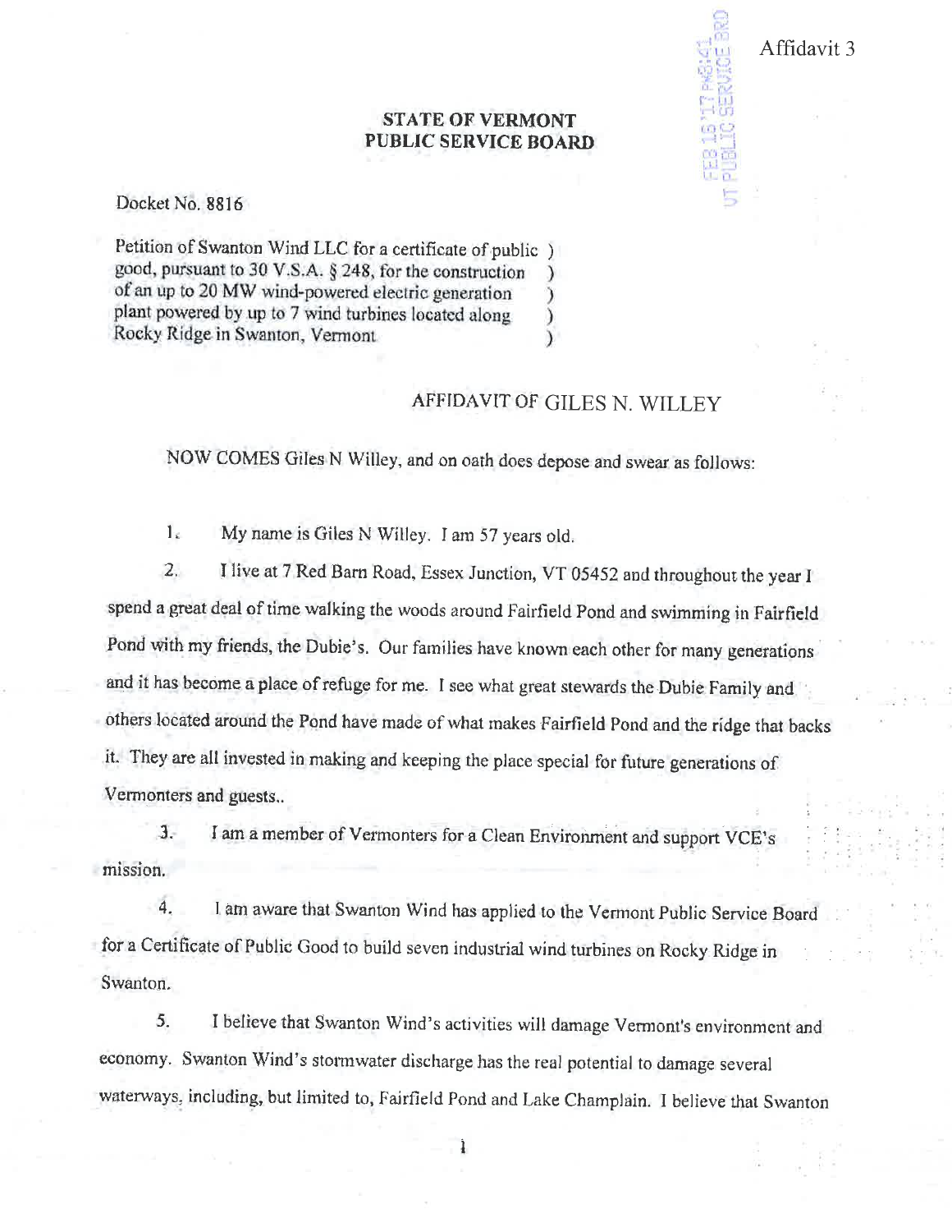Affidavit 3

**STATE OF VERMONT**
**PUBLIC SERVICE BOARD**

Docket No. 8816

Petition of Swanton Wind LLC for a certificate of public good, pursuant to 30 V.S.A. § 248, for the construction of an up to 20 MW wind-powered electric generation plant powered by up to 7 wind turbines located along Rocky Ridge in Swanton, Vermont

## AFFIDAVIT OF GILES N. WILLEY

NOW COMES Giles N Willey, and on oath does depose and swear as follows:

1. My name is Giles N Willey. I am 57 years old.

2. I live at 7 Red Barn Road, Essex Junction, VT 05452 and throughout the year I spend a great deal of time walking the woods around Fairfield Pond and swimming in Fairfield Pond with my friends, the Dubie's. Our families have known each other for many generations and it has become a place of refuge for me. I see what great stewards the Dubie Family and others located around the Pond have made of what makes Fairfield Pond and the ridge that backs it. They are all invested in making and keeping the place special for future generations of Vermonters and guests..

3. I am a member of Vermonters for a Clean Environment and support VCE's mission.

4. I am aware that Swanton Wind has applied to the Vermont Public Service Board for a Certificate of Public Good to build seven industrial wind turbines on Rocky Ridge in Swanton.

5. I believe that Swanton Wind's activities will damage Vermont's environment and economy. Swanton Wind's stormwater discharge has the real potential to damage several waterways, including, but limited to, Fairfield Pond and Lake Champlain. I believe that Swanton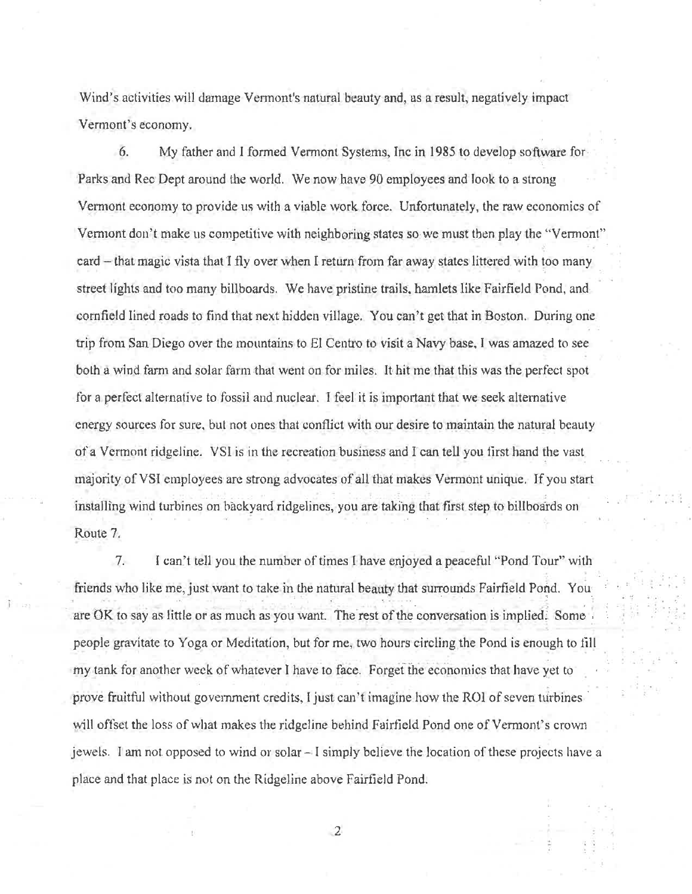Wind's activities will damage Vermont's natural beauty and, as a result, negatively impact Vermont's economy.

6. My father and I formed Vermont Systems, Inc in 1985 to develop software for Parks and Rec Dept around the world. We now have 90 employees and look to a strong Vermont economy to provide us with a viable work force. Unfortunately, the raw economics of Vermont don't make us competitive with neighboring states so we must then play the "Vermont" card – that magic vista that I fly over when I return from far away states littered with too many street lights and too many billboards. We have pristine trails, hamlets like Fairfield Pond, and cornfield lined roads to find that next hidden village. You can't get that in Boston. During one trip from San Diego over the mountains to El Centro to visit a Navy base, I was amazed to see both a wind farm and solar farm that went on for miles. It hit me that this was the perfect spot for a perfect alternative to fossil and nuclear. I feel it is important that we seek alternative energy sources for sure, but not ones that conflict with our desire to maintain the natural beauty of a Vermont ridgeline. VSI is in the recreation business and I can tell you first hand the vast majority of VSI employees are strong advocates of all that makes Vermont unique. If you start installing wind turbines on backyard ridgelines, you are taking that first step to billboards on Route 7.

7. I can't tell you the number of times I have enjoyed a peaceful "Pond Tour" with friends who like me, just want to take in the natural beauty that surrounds Fairfield Pond. You are OK to say as little or as much as you want. The rest of the conversation is implied. Some people gravitate to Yoga or Meditation, but for me, two hours circling the Pond is enough to fill my tank for another week of whatever I have to face. Forget the economics that have yet to prove fruitful without government credits, I just can't imagine how the ROI of seven turbines will offset the loss of what makes the ridgeline behind Fairfield Pond one of Vermont's crown jewels. I am not opposed to wind or solar – I simply believe the location of these projects have a place and that place is not on the Ridgeline above Fairfield Pond.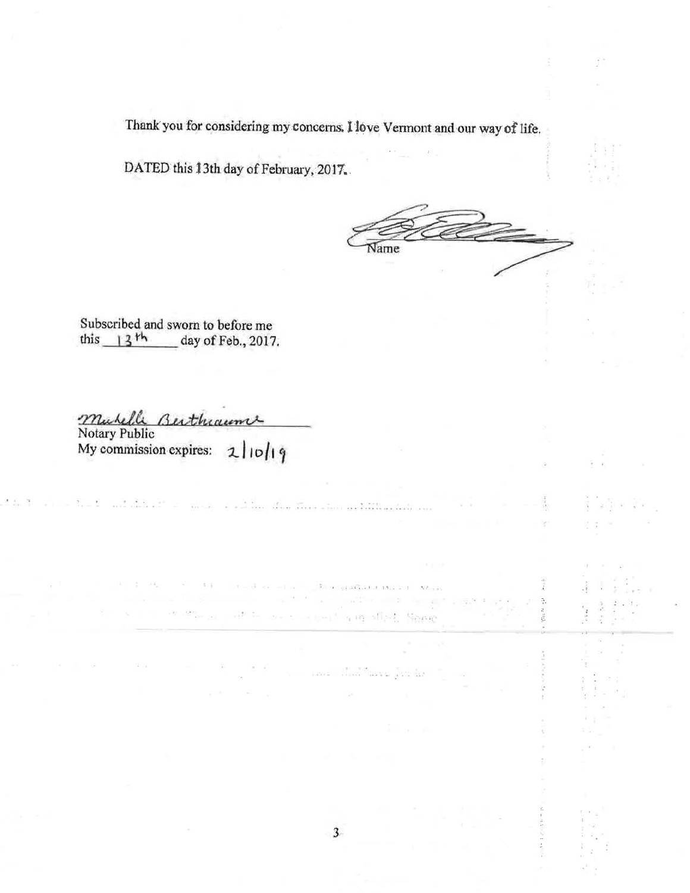Thank you for considering my concerns. I love Vermont and our way of life.

DATED this 13th day of February, 2017.

Name

Subscribed and sworn to before me
this 13th day of Feb., 2017.

Michelle Berthiaume
Notary Public
My commission expires: 2/10/19